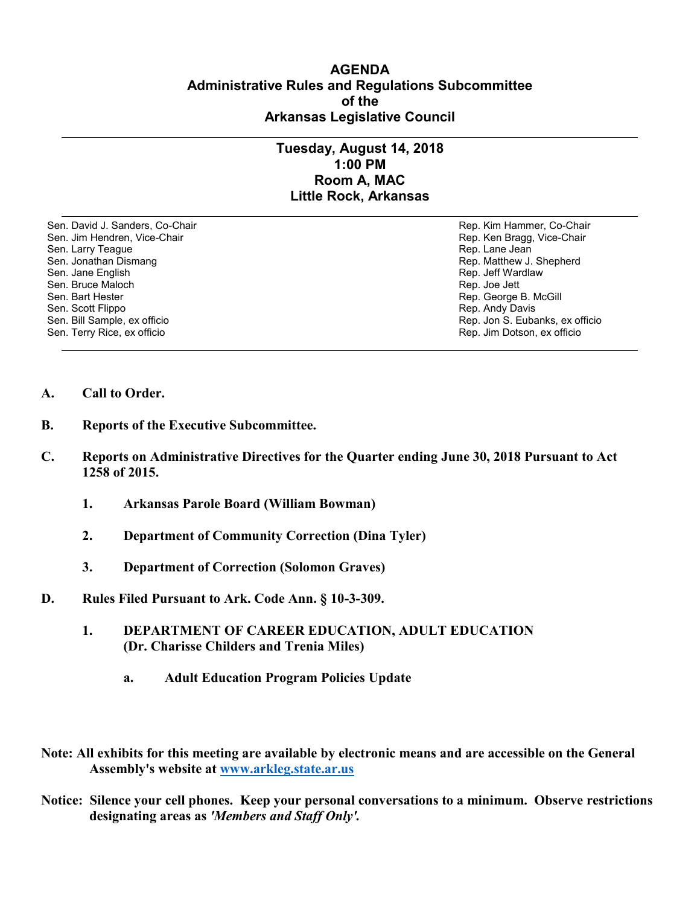# AGENDA
## Administrative Rules and Regulations Subcommittee
## of the
## Arkansas Legislative Council

---

### Tuesday, August 14, 2018
### 1:00 PM
### Room A, MAC
### Little Rock, Arkansas

| Senate | House |
| --- | --- |
| Sen. David J. Sanders, Co-Chair | Rep. Kim Hammer, Co-Chair |
| Sen. Jim Hendren, Vice-Chair | Rep. Ken Bragg, Vice-Chair |
| Sen. Larry Teague | Rep. Lane Jean |
| Sen. Jonathan Dismang | Rep. Matthew J. Shepherd |
| Sen. Jane English | Rep. Jeff Wardlaw |
| Sen. Bruce Maloch | Rep. Joe Jett |
| Sen. Bart Hester | Rep. George B. McGill |
| Sen. Scott Flippo | Rep. Andy Davis |
| Sen. Bill Sample, ex officio | Rep. Jon S. Eubanks, ex officio |
| Sen. Terry Rice, ex officio | Rep. Jim Dotson, ex officio |

---

**A. Call to Order.**

**B. Reports of the Executive Subcommittee.**

**C. Reports on Administrative Directives for the Quarter ending June 30, 2018 Pursuant to Act 1258 of 2015.**

1. **Arkansas Parole Board (William Bowman)**
2. **Department of Community Correction (Dina Tyler)**
3. **Department of Correction (Solomon Graves)**

**D. Rules Filed Pursuant to Ark. Code Ann. § 10-3-309.**

1. **DEPARTMENT OF CAREER EDUCATION, ADULT EDUCATION (Dr. Charisse Childers and Trenia Miles)**
   - **a. Adult Education Program Policies Update**

**Note: All exhibits for this meeting are available by electronic means and are accessible on the General Assembly's website at [www.arkleg.state.ar.us](http://www.arkleg.state.ar.us)**

**Notice: Silence your cell phones. Keep your personal conversations to a minimum. Observe restrictions designating areas as *'Members and Staff Only'*.**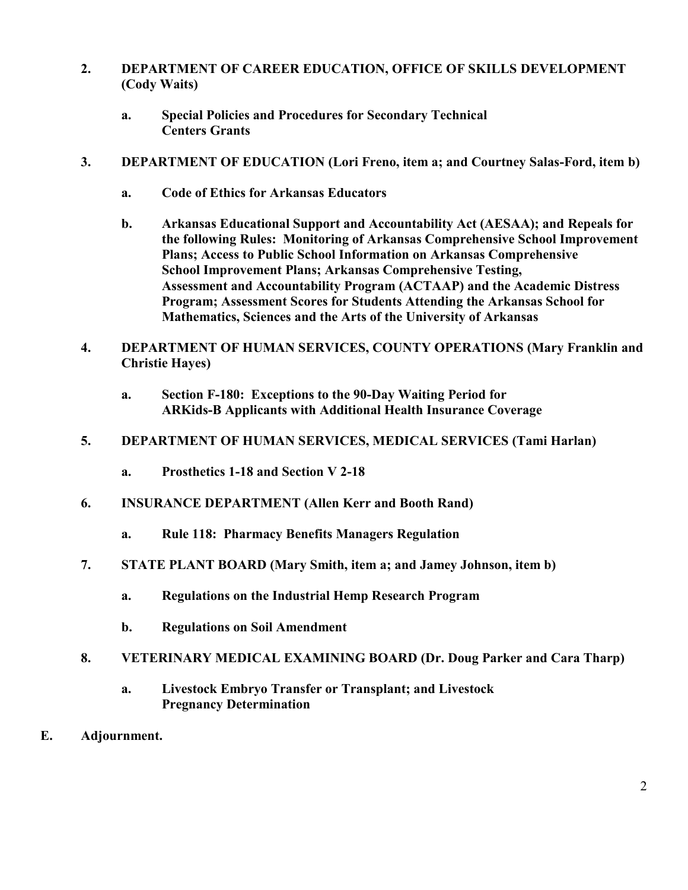2. **DEPARTMENT OF CAREER EDUCATION, OFFICE OF SKILLS DEVELOPMENT (Cody Waits)**

   a. **Special Policies and Procedures for Secondary Technical Centers Grants**

3. **DEPARTMENT OF EDUCATION (Lori Freno, item a; and Courtney Salas-Ford, item b)**

   a. **Code of Ethics for Arkansas Educators**

   b. **Arkansas Educational Support and Accountability Act (AESAA); and Repeals for the following Rules: Monitoring of Arkansas Comprehensive School Improvement Plans; Access to Public School Information on Arkansas Comprehensive School Improvement Plans; Arkansas Comprehensive Testing, Assessment and Accountability Program (ACTAAP) and the Academic Distress Program; Assessment Scores for Students Attending the Arkansas School for Mathematics, Sciences and the Arts of the University of Arkansas**

4. **DEPARTMENT OF HUMAN SERVICES, COUNTY OPERATIONS (Mary Franklin and Christie Hayes)**

   a. **Section F-180: Exceptions to the 90-Day Waiting Period for ARKids-B Applicants with Additional Health Insurance Coverage**

5. **DEPARTMENT OF HUMAN SERVICES, MEDICAL SERVICES (Tami Harlan)**

   a. **Prosthetics 1-18 and Section V 2-18**

6. **INSURANCE DEPARTMENT (Allen Kerr and Booth Rand)**

   a. **Rule 118: Pharmacy Benefits Managers Regulation**

7. **STATE PLANT BOARD (Mary Smith, item a; and Jamey Johnson, item b)**

   a. **Regulations on the Industrial Hemp Research Program**

   b. **Regulations on Soil Amendment**

8. **VETERINARY MEDICAL EXAMINING BOARD (Dr. Doug Parker and Cara Tharp)**

   a. **Livestock Embryo Transfer or Transplant; and Livestock Pregnancy Determination**

**E. Adjournment.**